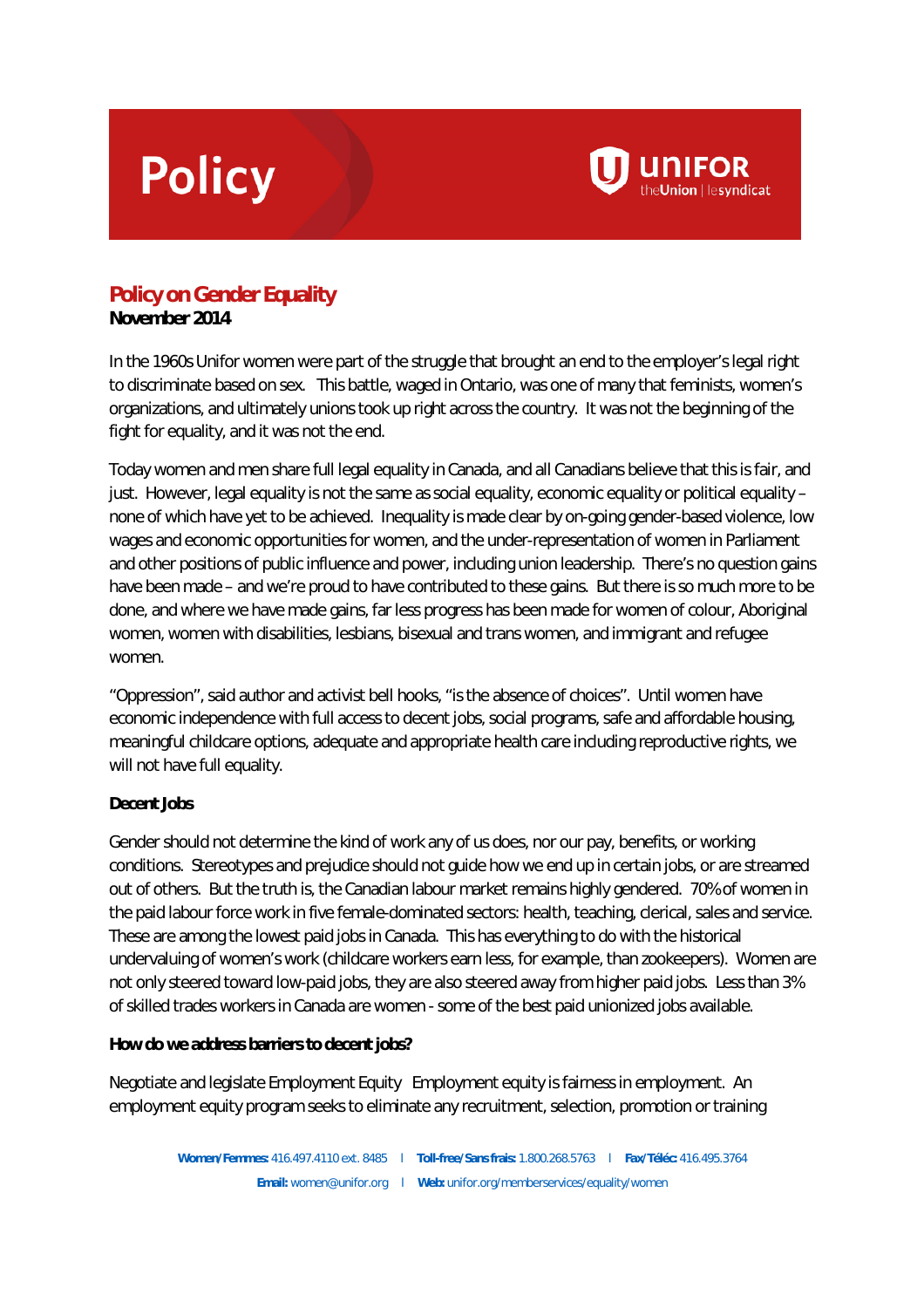# Policy

**UNIFOR** theUnion | lesyndicat

## Policy on Gender Equality

**November 2014**

In the 1960s Unifor women were part of the struggle that brought an end to the employer's legal right to discriminate based on sex. This battle, waged in Ontario, was one of many that feminists, women's organizations, and ultimately unions took up right across the country. It was not the beginning of the fight for equality, and it was not the end.

Today women and men share full legal equality in Canada, and all Canadians believe that this is fair, and just. However, legal equality is not the same as social equality, economic equality or political equality – none of which have yet to be achieved. Inequality is made clear by on-going gender-based violence, low wages and economic opportunities for women, and the under-representation of women in Parliament and other positions of public influence and power, including union leadership. There's no question gains have been made – and we're proud to have contributed to these gains. But there is so much more to be done, and where we have made gains, far less progress has been made for women of colour, Aboriginal women, women with disabilities, lesbians, bisexual and trans women, and immigrant and refugee women.

"Oppression", said author and activist bell hooks, "is the absence of choices". Until women have economic independence with full access to decent jobs, social programs, safe and affordable housing, meaningful childcare options, adequate and appropriate health care including reproductive rights, we will not have full equality.

**Decent Jobs**

Gender should not determine the kind of work any of us does, nor our pay, benefits, or working conditions. Stereotypes and prejudice should not guide how we end up in certain jobs, or are streamed out of others. But the truth is, the Canadian labour market remains highly gendered. 70% of women in the paid labour force work in five female-dominated sectors: health, teaching, clerical, sales and service. These are among the lowest paid jobs in Canada. This has everything to do with the historical undervaluing of women's work (childcare workers earn less, for example, than zookeepers). Women are not only steered toward low-paid jobs, they are also steered away from higher paid jobs. Less than 3% of skilled trades workers in Canada are women - some of the best paid unionized jobs available.

**How do we address barriers to decent jobs?**

Negotiate and legislate Employment Equity Employment equity is fairness in employment. An employment equity program seeks to eliminate any recruitment, selection, promotion or training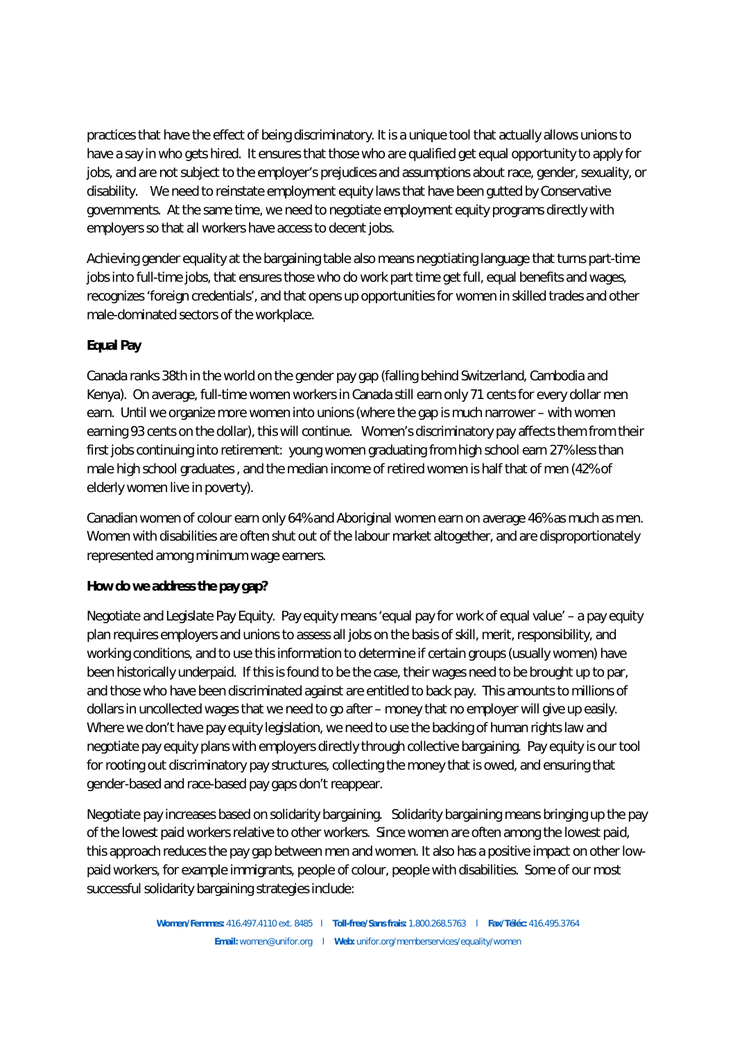practices that have the effect of being discriminatory. It is a unique tool that actually allows unions to have a say in who gets hired. It ensures that those who are qualified get equal opportunity to apply for jobs, and are not subject to the employer's prejudices and assumptions about race, gender, sexuality, or disability. We need to reinstate employment equity laws that have been gutted by Conservative governments. At the same time, we need to negotiate employment equity programs directly with employers so that all workers have access to decent jobs.

Achieving gender equality at the bargaining table also means negotiating language that turns part-time jobs into full-time jobs, that ensures those who do work part time get full, equal benefits and wages, recognizes 'foreign credentials', and that opens up opportunities for women in skilled trades and other male-dominated sectors of the workplace.

**Equal Pay**

Canada ranks 38th in the world on the gender pay gap (falling behind Switzerland, Cambodia and Kenya). On average, full-time women workers in Canada still earn only 71 cents for every dollar men earn. Until we organize more women into unions (where the gap is much narrower – with women earning 93 cents on the dollar), this will continue. Women's discriminatory pay affects them from their first jobs continuing into retirement: young women graduating from high school earn 27% less than male high school graduates , and the median income of retired women is half that of men (42% of elderly women live in poverty).

Canadian women of colour earn only 64% and Aboriginal women earn on average 46% as much as men. Women with disabilities are often shut out of the labour market altogether, and are disproportionately represented among minimum wage earners.

**How do we address the pay gap?**

Negotiate and Legislate Pay Equity. Pay equity means 'equal pay for work of equal value' – a pay equity plan requires employers and unions to assess all jobs on the basis of skill, merit, responsibility, and working conditions, and to use this information to determine if certain groups (usually women) have been historically underpaid. If this is found to be the case, their wages need to be brought up to par, and those who have been discriminated against are entitled to back pay. This amounts to millions of dollars in uncollected wages that we need to go after – money that no employer will give up easily. Where we don't have pay equity legislation, we need to use the backing of human rights law and negotiate pay equity plans with employers directly through collective bargaining. Pay equity is our tool for rooting out discriminatory pay structures, collecting the money that is owed, and ensuring that gender-based and race-based pay gaps don't reappear.

Negotiate pay increases based on solidarity bargaining. Solidarity bargaining means bringing up the pay of the lowest paid workers relative to other workers. Since women are often among the lowest paid, this approach reduces the pay gap between men and women. It also has a positive impact on other low-paid workers, for example immigrants, people of colour, people with disabilities. Some of our most successful solidarity bargaining strategies include: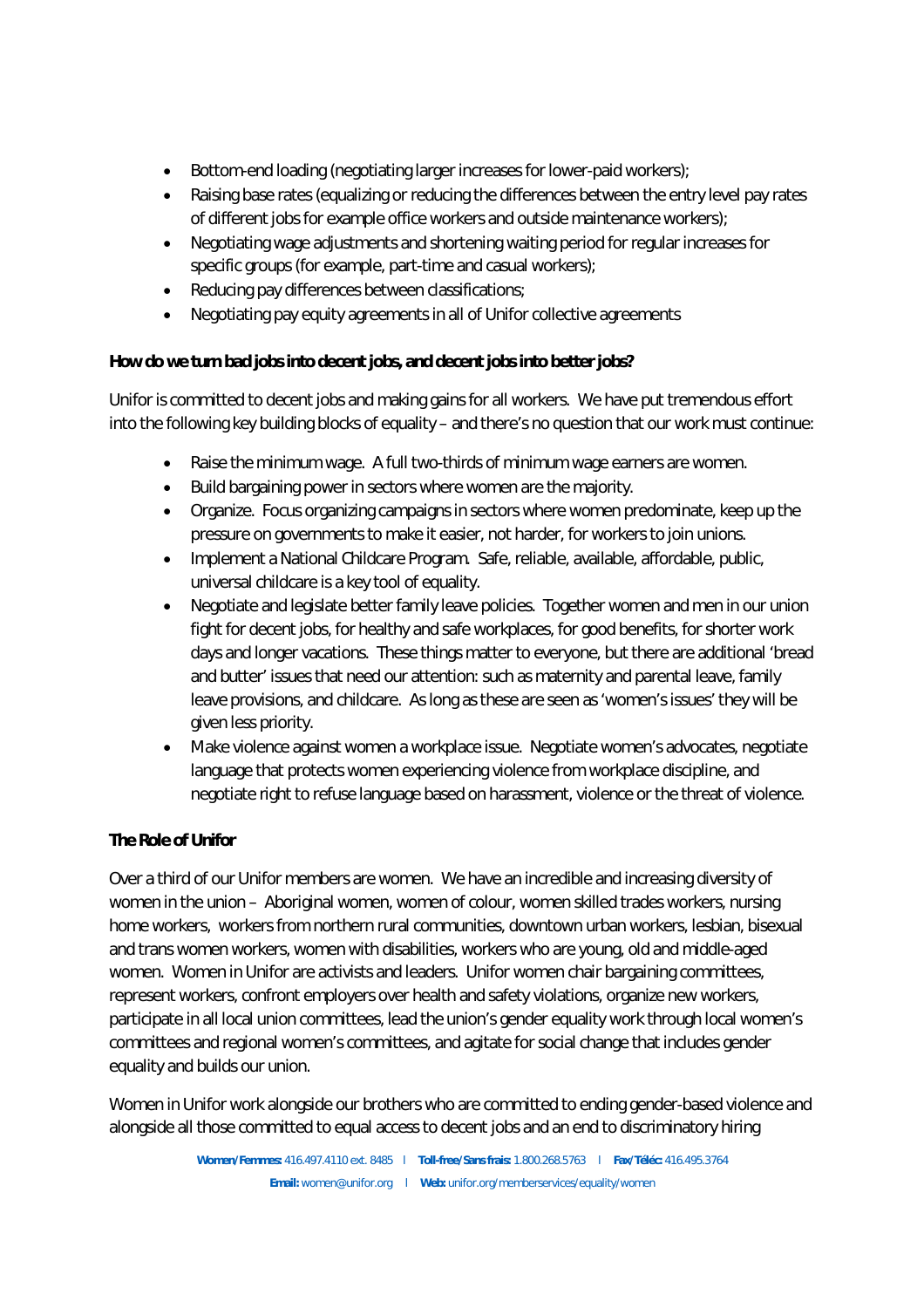- Bottom-end loading (negotiating larger increases for lower-paid workers);
- Raising base rates (equalizing or reducing the differences between the entry level pay rates of different jobs for example office workers and outside maintenance workers);
- Negotiating wage adjustments and shortening waiting period for regular increases for specific groups (for example, part-time and casual workers);
- Reducing pay differences between classifications;
- Negotiating pay equity agreements in all of Unifor collective agreements

**How do we turn bad jobs into decent jobs, and decent jobs into better jobs?**

Unifor is committed to decent jobs and making gains for all workers. We have put tremendous effort into the following key building blocks of equality – and there's no question that our work must continue:

- Raise the minimum wage. A full two-thirds of minimum wage earners are women.
- Build bargaining power in sectors where women are the majority.
- Organize. Focus organizing campaigns in sectors where women predominate, keep up the pressure on governments to make it easier, not harder, for workers to join unions.
- Implement a National Childcare Program. Safe, reliable, available, affordable, public, universal childcare is a key tool of equality.
- Negotiate and legislate better family leave policies. Together women and men in our union fight for decent jobs, for healthy and safe workplaces, for good benefits, for shorter work days and longer vacations. These things matter to everyone, but there are additional 'bread and butter' issues that need our attention: such as maternity and parental leave, family leave provisions, and childcare. As long as these are seen as 'women's issues' they will be given less priority.
- Make violence against women a workplace issue. Negotiate women's advocates, negotiate language that protects women experiencing violence from workplace discipline, and negotiate right to refuse language based on harassment, violence or the threat of violence.

**The Role of Unifor**

Over a third of our Unifor members are women. We have an incredible and increasing diversity of women in the union – Aboriginal women, women of colour, women skilled trades workers, nursing home workers, workers from northern rural communities, downtown urban workers, lesbian, bisexual and trans women workers, women with disabilities, workers who are young, old and middle-aged women. Women in Unifor are activists and leaders. Unifor women chair bargaining committees, represent workers, confront employers over health and safety violations, organize new workers, participate in all local union committees, lead the union's gender equality work through local women's committees and regional women's committees, and agitate for social change that includes gender equality and builds our union.

Women in Unifor work alongside our brothers who are committed to ending gender-based violence and alongside all those committed to equal access to decent jobs and an end to discriminatory hiring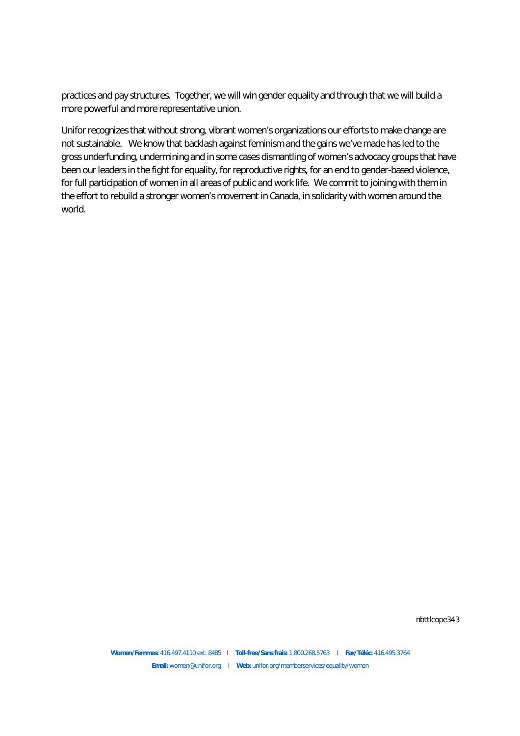practices and pay structures. Together, we will win gender equality and through that we will build a more powerful and more representative union.

Unifor recognizes that without strong, vibrant women's organizations our efforts to make change are not sustainable. We know that backlash against feminism and the gains we've made has led to the gross underfunding, undermining and in some cases dismantling of women's advocacy groups that have been our leaders in the fight for equality, for reproductive rights, for an end to gender-based violence, for full participation of women in all areas of public and work life. We commit to joining with them in the effort to rebuild a stronger women's movement in Canada, in solidarity with women around the world.

nbttlcope343

**Women/Femmes:** 416.497.4110 ext. 8485 | **Toll-free/Sans frais:** 1.800.268.5763 | **Fax/Téléc:** 416.495.3764

**Email:** women@unifor.org | **Web:** unifor.org/memberservices/equality/women